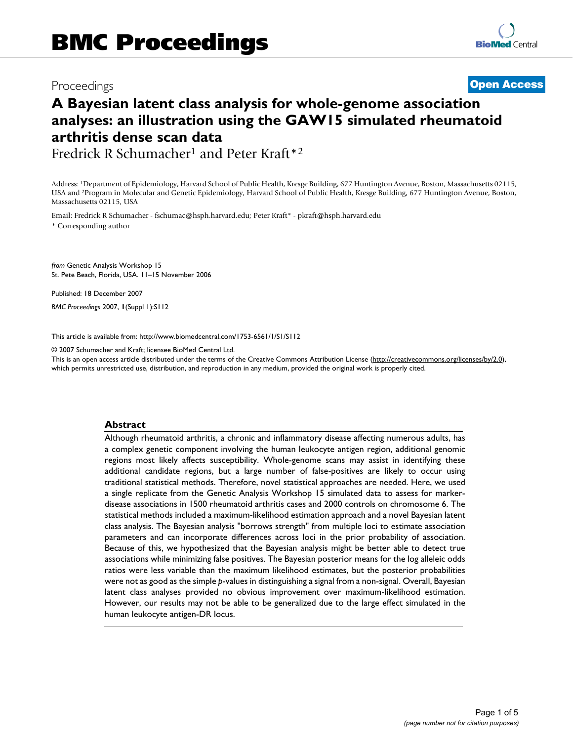# BMC Proceedings

Proceedings **Open Access**

# A Bayesian latent class analysis for whole-genome association analyses: an illustration using the GAW15 simulated rheumatoid arthritis dense scan data

Fredrick R Schumacher[1] and Peter Kraft*[2]

Address: [1]Department of Epidemiology, Harvard School of Public Health, Kresge Building, 677 Huntington Avenue, Boston, Massachusetts 02115, USA and [2]Program in Molecular and Genetic Epidemiology, Harvard School of Public Health, Kresge Building, 677 Huntington Avenue, Boston, Massachusetts 02115, USA

Email: Fredrick R Schumacher - fschumac@hsph.harvard.edu; Peter Kraft* - pkraft@hsph.harvard.edu

\* Corresponding author

*from* Genetic Analysis Workshop 15
St. Pete Beach, Florida, USA. 11–15 November 2006

Published: 18 December 2007

*BMC Proceedings* 2007, **1**(Suppl 1):S112

This article is available from: http://www.biomedcentral.com/1753-6561/1/S1/S112

© 2007 Schumacher and Kraft; licensee BioMed Central Ltd.
This is an open access article distributed under the terms of the Creative Commons Attribution License (http://creativecommons.org/licenses/by/2.0), which permits unrestricted use, distribution, and reproduction in any medium, provided the original work is properly cited.

## Abstract

Although rheumatoid arthritis, a chronic and inflammatory disease affecting numerous adults, has a complex genetic component involving the human leukocyte antigen region, additional genomic regions most likely affects susceptibility. Whole-genome scans may assist in identifying these additional candidate regions, but a large number of false-positives are likely to occur using traditional statistical methods. Therefore, novel statistical approaches are needed. Here, we used a single replicate from the Genetic Analysis Workshop 15 simulated data to assess for marker-disease associations in 1500 rheumatoid arthritis cases and 2000 controls on chromosome 6. The statistical methods included a maximum-likelihood estimation approach and a novel Bayesian latent class analysis. The Bayesian analysis "borrows strength" from multiple loci to estimate association parameters and can incorporate differences across loci in the prior probability of association. Because of this, we hypothesized that the Bayesian analysis might be better able to detect true associations while minimizing false positives. The Bayesian posterior means for the log alleleic odds ratios were less variable than the maximum likelihood estimates, but the posterior probabilities were not as good as the simple *p*-values in distinguishing a signal from a non-signal. Overall, Bayesian latent class analyses provided no obvious improvement over maximum-likelihood estimation. However, our results may not be able to be generalized due to the large effect simulated in the human leukocyte antigen-DR locus.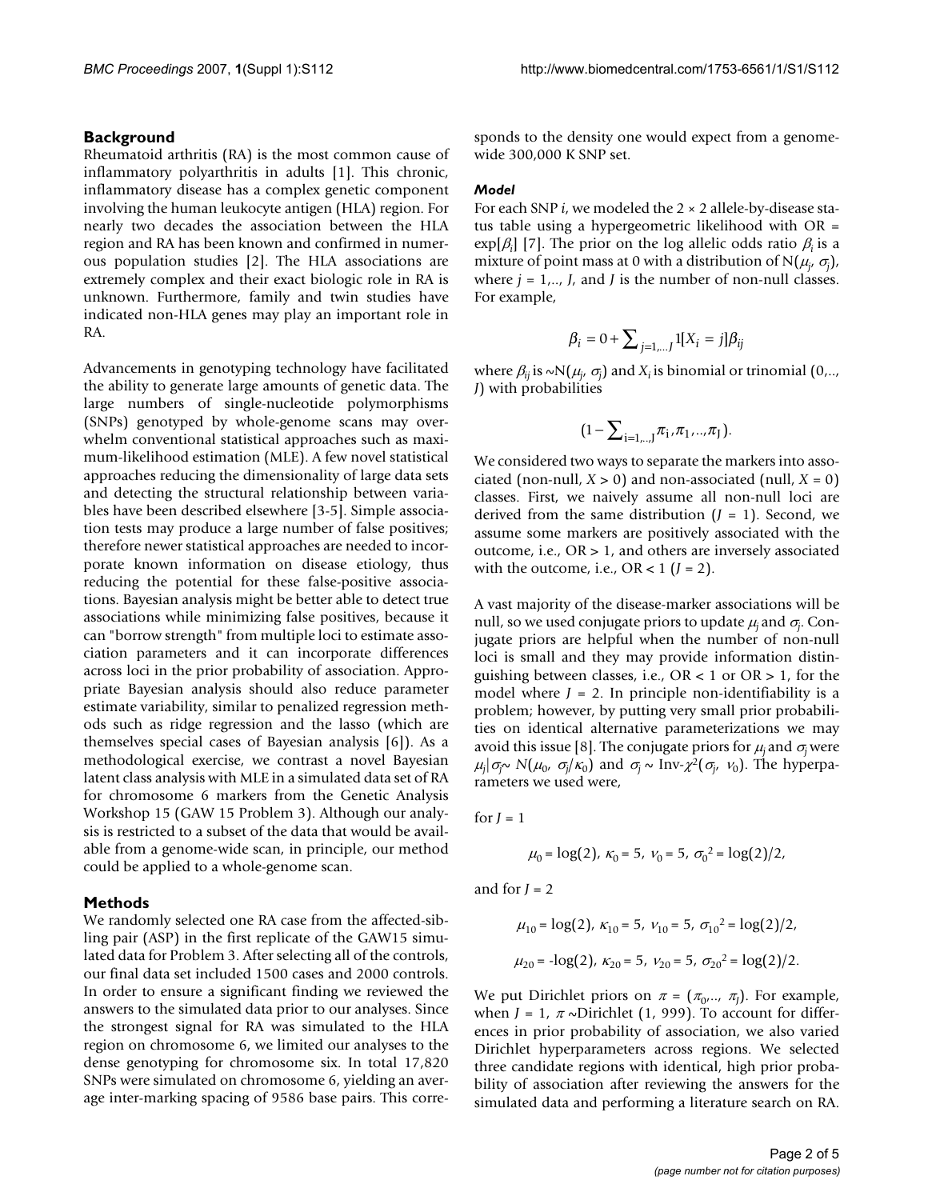## Background

Rheumatoid arthritis (RA) is the most common cause of inflammatory polyarthritis in adults [1]. This chronic, inflammatory disease has a complex genetic component involving the human leukocyte antigen (HLA) region. For nearly two decades the association between the HLA region and RA has been known and confirmed in numerous population studies [2]. The HLA associations are extremely complex and their exact biologic role in RA is unknown. Furthermore, family and twin studies have indicated non-HLA genes may play an important role in RA.

Advancements in genotyping technology have facilitated the ability to generate large amounts of genetic data. The large numbers of single-nucleotide polymorphisms (SNPs) genotyped by whole-genome scans may overwhelm conventional statistical approaches such as maximum-likelihood estimation (MLE). A few novel statistical approaches reducing the dimensionality of large data sets and detecting the structural relationship between variables have been described elsewhere [3-5]. Simple association tests may produce a large number of false positives; therefore newer statistical approaches are needed to incorporate known information on disease etiology, thus reducing the potential for these false-positive associations. Bayesian analysis might be better able to detect true associations while minimizing false positives, because it can "borrow strength" from multiple loci to estimate association parameters and it can incorporate differences across loci in the prior probability of association. Appropriate Bayesian analysis should also reduce parameter estimate variability, similar to penalized regression methods such as ridge regression and the lasso (which are themselves special cases of Bayesian analysis [6]). As a methodological exercise, we contrast a novel Bayesian latent class analysis with MLE in a simulated data set of RA for chromosome 6 markers from the Genetic Analysis Workshop 15 (GAW 15 Problem 3). Although our analysis is restricted to a subset of the data that would be available from a genome-wide scan, in principle, our method could be applied to a whole-genome scan.

## Methods

We randomly selected one RA case from the affected-sibling pair (ASP) in the first replicate of the GAW15 simulated data for Problem 3. After selecting all of the controls, our final data set included 1500 cases and 2000 controls. In order to ensure a significant finding we reviewed the answers to the simulated data prior to our analyses. Since the strongest signal for RA was simulated to the HLA region on chromosome 6, we limited our analyses to the dense genotyping for chromosome six. In total 17,820 SNPs were simulated on chromosome 6, yielding an average inter-marking spacing of 9586 base pairs. This corresponds to the density one would expect from a genome-wide 300,000 K SNP set.

### *Model*

For each SNP $i$, we modeled the 2 × 2 allele-by-disease status table using a hypergeometric likelihood with OR = $\exp[\beta_i]$ [7]. The prior on the log allelic odds ratio $\beta_i$ is a mixture of point mass at 0 with a distribution of $N(\mu_j, \sigma_j)$, where $j = 1,.., J$, and $J$ is the number of non-null classes. For example,

$$\beta_i = 0 + \sum_{j=1,...J} 1[X_i = j]\beta_{ij}$$

where $\beta_{ij}$ is $\sim N(\mu_j, \sigma_j)$ and $X_i$ is binomial or trinomial (0,.., $J$) with probabilities

$$(1 - \sum_{i=1,..,J} \pi_i, \pi_1, .., \pi_J).$$

We considered two ways to separate the markers into associated (non-null, $X > 0$) and non-associated (null, $X = 0$) classes. First, we naively assume all non-null loci are derived from the same distribution ($J = 1$). Second, we assume some markers are positively associated with the outcome, i.e., OR > 1, and others are inversely associated with the outcome, i.e., OR < 1 ($J = 2$).

A vast majority of the disease-marker associations will be null, so we used conjugate priors to update $\mu_j$ and $\sigma_j$. Conjugate priors are helpful when the number of non-null loci is small and they may provide information distinguishing between classes, i.e., OR < 1 or OR > 1, for the model where $J = 2$. In principle non-identifiability is a problem; however, by putting very small prior probabilities on identical alternative parameterizations we may avoid this issue [8]. The conjugate priors for $\mu_j$ and $\sigma_j$ were $\mu_j|\sigma_j \sim N(\mu_0, \sigma_j/\kappa_0)$ and $\sigma_j \sim \text{Inv-}\chi^2(\sigma_j, \nu_0)$. The hyperparameters we used were,

for $J = 1$

$$\mu_0 = \log(2),\ \kappa_0 = 5,\ \nu_0 = 5,\ \sigma_0^2 = \log(2)/2,$$

and for $J = 2$

$$\mu_{10} = \log(2),\ \kappa_{10} = 5,\ \nu_{10} = 5,\ \sigma_{10}^2 = \log(2)/2,$$

$$\mu_{20} = -\log(2),\ \kappa_{20} = 5,\ \nu_{20} = 5,\ \sigma_{20}^2 = \log(2)/2.$$

We put Dirichlet priors on $\pi = (\pi_0,.., \pi_J)$. For example, when $J = 1$, $\pi \sim$Dirichlet (1, 999). To account for differences in prior probability of association, we also varied Dirichlet hyperparameters across regions. We selected three candidate regions with identical, high prior probability of association after reviewing the answers for the simulated data and performing a literature search on RA.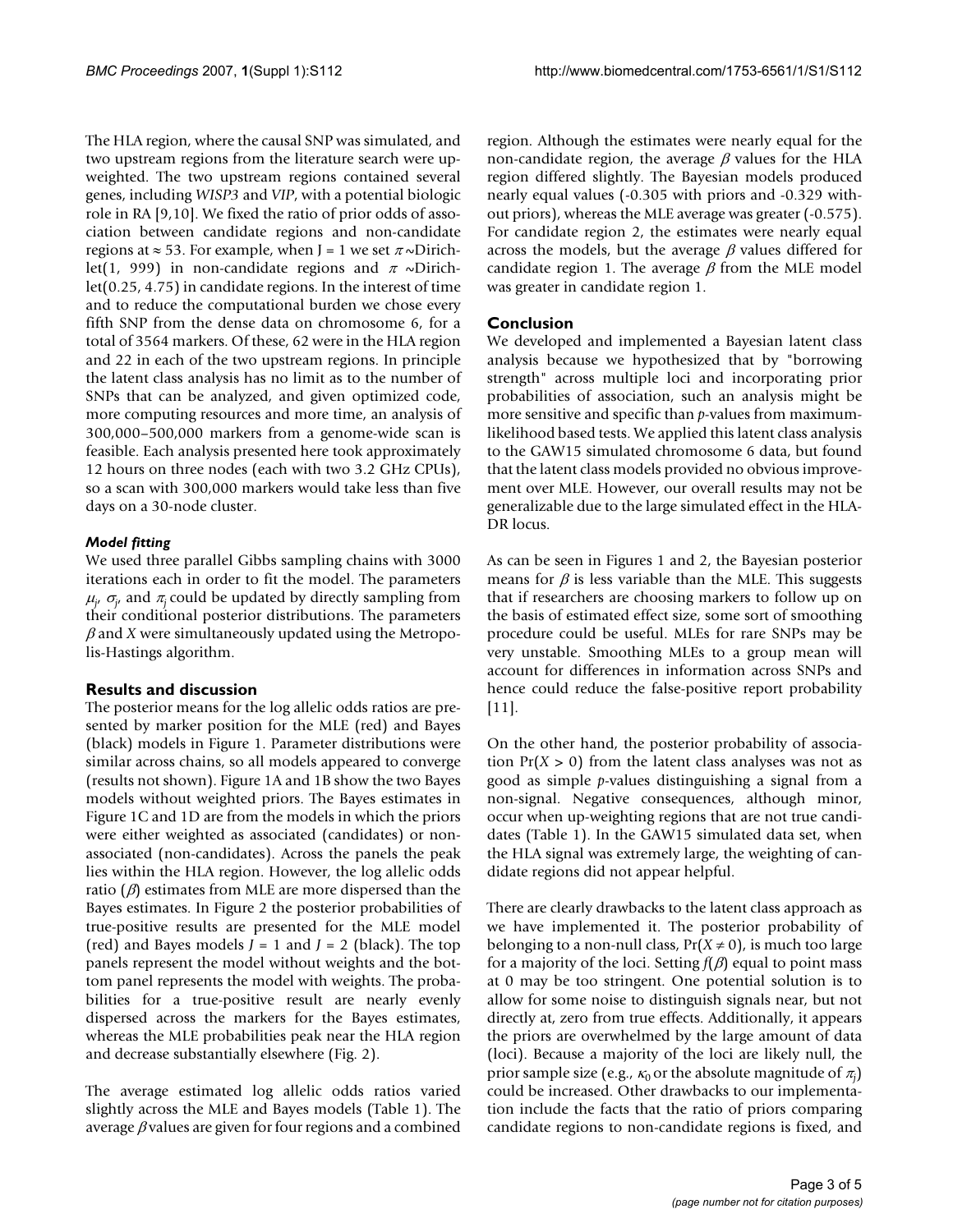The HLA region, where the causal SNP was simulated, and two upstream regions from the literature search were up-weighted. The two upstream regions contained several genes, including *WISP3* and *VIP*, with a potential biologic role in RA [9,10]. We fixed the ratio of prior odds of association between candidate regions and non-candidate regions at ≈ 53. For example, when J = 1 we set $\pi \sim$Dirichlet(1, 999) in non-candidate regions and $\pi \sim$Dirichlet(0.25, 4.75) in candidate regions. In the interest of time and to reduce the computational burden we chose every fifth SNP from the dense data on chromosome 6, for a total of 3564 markers. Of these, 62 were in the HLA region and 22 in each of the two upstream regions. In principle the latent class analysis has no limit as to the number of SNPs that can be analyzed, and given optimized code, more computing resources and more time, an analysis of 300,000–500,000 markers from a genome-wide scan is feasible. Each analysis presented here took approximately 12 hours on three nodes (each with two 3.2 GHz CPUs), so a scan with 300,000 markers would take less than five days on a 30-node cluster.

### *Model fitting*

We used three parallel Gibbs sampling chains with 3000 iterations each in order to fit the model. The parameters $\mu_j$, $\sigma_j$, and $\pi_j$ could be updated by directly sampling from their conditional posterior distributions. The parameters $\beta$ and $X$ were simultaneously updated using the Metropolis-Hastings algorithm.

## Results and discussion

The posterior means for the log allelic odds ratios are presented by marker position for the MLE (red) and Bayes (black) models in Figure 1. Parameter distributions were similar across chains, so all models appeared to converge (results not shown). Figure 1A and 1B show the two Bayes models without weighted priors. The Bayes estimates in Figure 1C and 1D are from the models in which the priors were either weighted as associated (candidates) or non-associated (non-candidates). Across the panels the peak lies within the HLA region. However, the log allelic odds ratio ($\beta$) estimates from MLE are more dispersed than the Bayes estimates. In Figure 2 the posterior probabilities of true-positive results are presented for the MLE model (red) and Bayes models $J$ = 1 and $J$ = 2 (black). The top panels represent the model without weights and the bottom panel represents the model with weights. The probabilities for a true-positive result are nearly evenly dispersed across the markers for the Bayes estimates, whereas the MLE probabilities peak near the HLA region and decrease substantially elsewhere (Fig. 2).

The average estimated log allelic odds ratios varied slightly across the MLE and Bayes models (Table 1). The average $\beta$ values are given for four regions and a combined region. Although the estimates were nearly equal for the non-candidate region, the average $\beta$ values for the HLA region differed slightly. The Bayesian models produced nearly equal values (-0.305 with priors and -0.329 without priors), whereas the MLE average was greater (-0.575). For candidate region 2, the estimates were nearly equal across the models, but the average $\beta$ values differed for candidate region 1. The average $\beta$ from the MLE model was greater in candidate region 1.

## Conclusion

We developed and implemented a Bayesian latent class analysis because we hypothesized that by "borrowing strength" across multiple loci and incorporating prior probabilities of association, such an analysis might be more sensitive and specific than *p*-values from maximum-likelihood based tests. We applied this latent class analysis to the GAW15 simulated chromosome 6 data, but found that the latent class models provided no obvious improvement over MLE. However, our overall results may not be generalizable due to the large simulated effect in the HLA-DR locus.

As can be seen in Figures 1 and 2, the Bayesian posterior means for $\beta$ is less variable than the MLE. This suggests that if researchers are choosing markers to follow up on the basis of estimated effect size, some sort of smoothing procedure could be useful. MLEs for rare SNPs may be very unstable. Smoothing MLEs to a group mean will account for differences in information across SNPs and hence could reduce the false-positive report probability [11].

On the other hand, the posterior probability of association $\Pr(X > 0)$ from the latent class analyses was not as good as simple *p*-values distinguishing a signal from a non-signal. Negative consequences, although minor, occur when up-weighting regions that are not true candidates (Table 1). In the GAW15 simulated data set, when the HLA signal was extremely large, the weighting of candidate regions did not appear helpful.

There are clearly drawbacks to the latent class approach as we have implemented it. The posterior probability of belonging to a non-null class, $\Pr(X \neq 0)$, is much too large for a majority of the loci. Setting $f(\beta)$ equal to point mass at 0 may be too stringent. One potential solution is to allow for some noise to distinguish signals near, but not directly at, zero from true effects. Additionally, it appears the priors are overwhelmed by the large amount of data (loci). Because a majority of the loci are likely null, the prior sample size (e.g., $\kappa_0$ or the absolute magnitude of $\pi_j$) could be increased. Other drawbacks to our implementation include the facts that the ratio of priors comparing candidate regions to non-candidate regions is fixed, and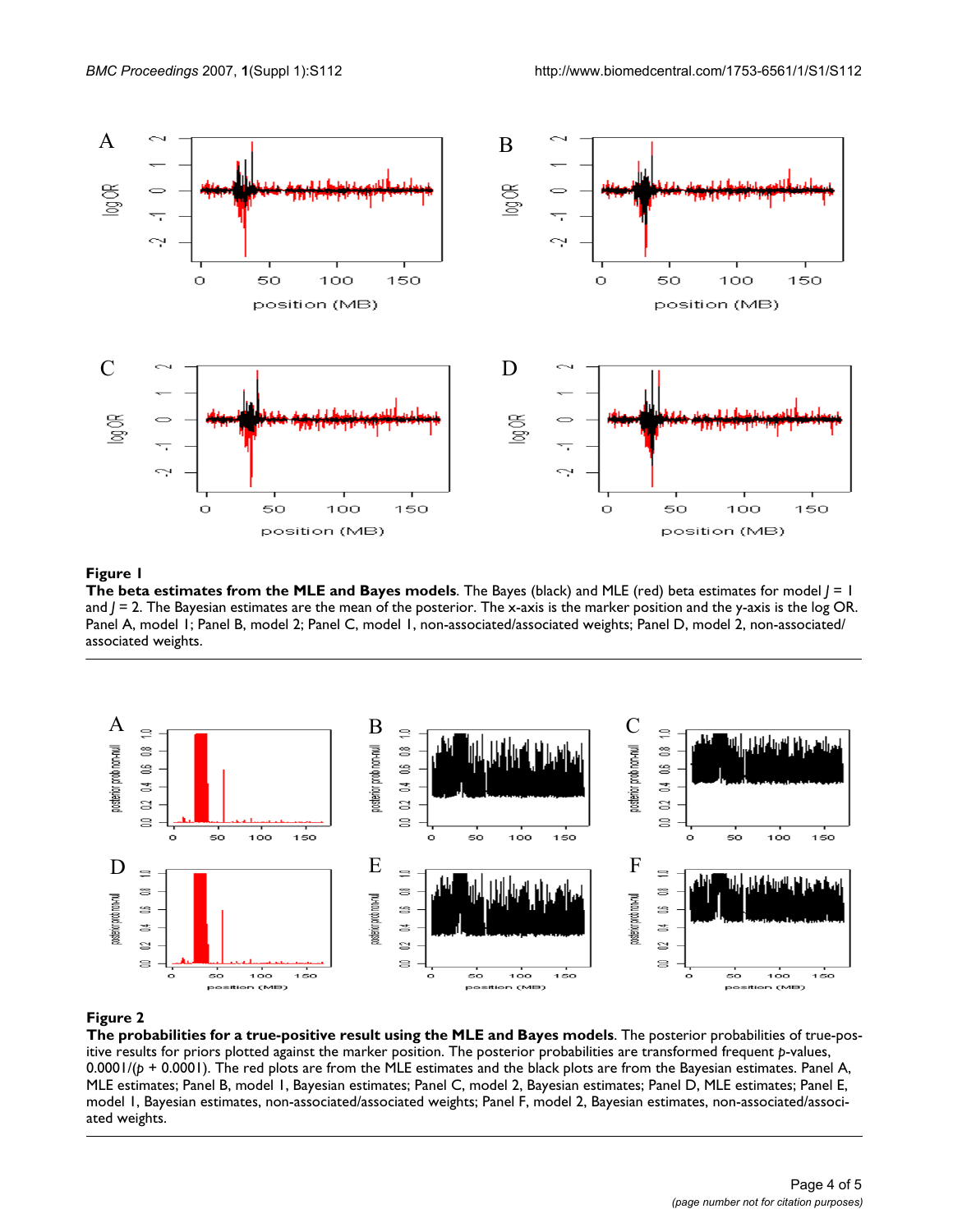**Figure 1**

**The beta estimates from the MLE and Bayes models**. The Bayes (black) and MLE (red) beta estimates for model $J = 1$ and $J = 2$. The Bayesian estimates are the mean of the posterior. The x-axis is the marker position and the y-axis is the log OR. Panel A, model 1; Panel B, model 2; Panel C, model 1, non-associated/associated weights; Panel D, model 2, non-associated/associated weights.

**Figure 2**

**The probabilities for a true-positive result using the MLE and Bayes models**. The posterior probabilities of true-positive results for priors plotted against the marker position. The posterior probabilities are transformed frequent *p*-values, $0.0001/(p + 0.0001)$. The red plots are from the MLE estimates and the black plots are from the Bayesian estimates. Panel A, MLE estimates; Panel B, model 1, Bayesian estimates; Panel C, model 2, Bayesian estimates; Panel D, MLE estimates; Panel E, model 1, Bayesian estimates, non-associated/associated weights; Panel F, model 2, Bayesian estimates, non-associated/associated weights.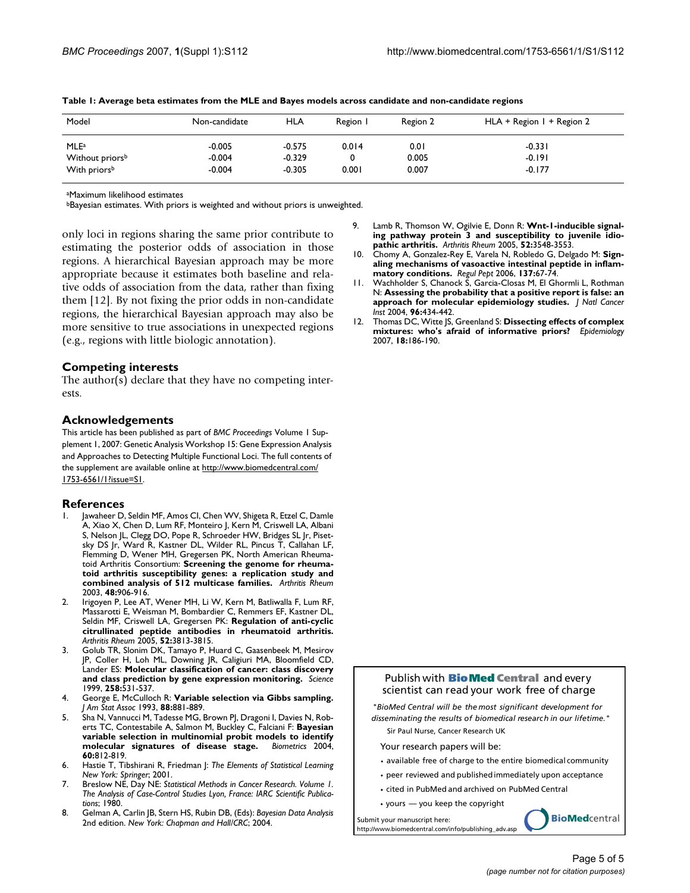**Table 1: Average beta estimates from the MLE and Bayes models across candidate and non-candidate regions**

| Model | Non-candidate | HLA | Region 1 | Region 2 | HLA + Region 1 + Region 2 |
|---|---|---|---|---|---|
| MLE[a] | -0.005 | -0.575 | 0.014 | 0.01 | -0.331 |
| Without priors[b] | -0.004 | -0.329 | 0 | 0.005 | -0.191 |
| With priors[b] | -0.004 | -0.305 | 0.001 | 0.007 | -0.177 |

[a]Maximum likelihood estimates

[b]Bayesian estimates. With priors is weighted and without priors is unweighted.

only loci in regions sharing the same prior contribute to estimating the posterior odds of association in those regions. A hierarchical Bayesian approach may be more appropriate because it estimates both baseline and relative odds of association from the data, rather than fixing them [12]. By not fixing the prior odds in non-candidate regions, the hierarchical Bayesian approach may also be more sensitive to true associations in unexpected regions (e.g., regions with little biologic annotation).

## Competing interests

The author(s) declare that they have no competing interests.

## Acknowledgements

This article has been published as part of *BMC Proceedings* Volume 1 Supplement 1, 2007: Genetic Analysis Workshop 15: Gene Expression Analysis and Approaches to Detecting Multiple Functional Loci. The full contents of the supplement are available online at http://www.biomedcentral.com/1753-6561/1?issue=S1.

## References

1. Jawaheer D, Seldin MF, Amos CI, Chen WV, Shigeta R, Etzel C, Damle A, Xiao X, Chen D, Lum RF, Monteiro J, Kern M, Criswell LA, Albani S, Nelson JL, Clegg DO, Pope R, Schroeder HW, Bridges SL Jr, Pisetsky DS Jr, Ward R, Kastner DL, Wilder RL, Pincus T, Callahan LF, Flemming D, Wener MH, Gregersen PK, North American Rheumatoid Arthritis Consortium: **Screening the genome for rheumatoid arthritis susceptibility genes: a replication study and combined analysis of 512 multicase families.** *Arthritis Rheum* 2003, **48:**906-916.
2. Irigoyen P, Lee AT, Wener MH, Li W, Kern M, Batliwalla F, Lum RF, Massarotti E, Weisman M, Bombardier C, Remmers EF, Kastner DL, Seldin MF, Criswell LA, Gregersen PK: **Regulation of anti-cyclic citrullinated peptide antibodies in rheumatoid arthritis.** *Arthritis Rheum* 2005, **52:**3813-3815.
3. Golub TR, Slonim DK, Tamayo P, Huard C, Gaasenbeek M, Mesirov JP, Coller H, Loh ML, Downing JR, Caligiuri MA, Bloomfield CD, Lander ES: **Molecular classification of cancer: class discovery and class prediction by gene expression monitoring.** *Science* 1999, **258:**531-537.
4. George E, McCulloch R: **Variable selection via Gibbs sampling.** *J Am Stat Assoc* 1993, **88:**881-889.
5. Sha N, Vannucci M, Tadesse MG, Brown PJ, Dragoni I, Davies N, Roberts TC, Contestabile A, Salmon M, Buckley C, Falciani F: **Bayesian variable selection in multinomial probit models to identify molecular signatures of disease stage.** *Biometrics* 2004, **60:**812-819.
6. Hastie T, Tibshirani R, Friedman J: *The Elements of Statistical Learning New York: Springer*; 2001.
7. Breslow NE, Day NE: *Statistical Methods in Cancer Research. Volume 1. The Analysis of Case-Control Studies Lyon, France: IARC Scientific Publications*; 1980.
8. Gelman A, Carlin JB, Stern HS, Rubin DB, (Eds): *Bayesian Data Analysis* 2nd edition. *New York: Chapman and Hall/CRC*; 2004.
9. Lamb R, Thomson W, Ogilvie E, Donn R: **Wnt-1-inducible signaling pathway protein 3 and susceptibility to juvenile idiopathic arthritis.** *Arthritis Rheum* 2005, **52:**3548-3553.
10. Chorny A, Gonzalez-Rey E, Varela N, Robledo G, Delgado M: **Signaling mechanisms of vasoactive intestinal peptide in inflammatory conditions.** *Regul Pept* 2006, **137:**67-74.
11. Wachholder S, Chanock S, Garcia-Closas M, El Ghormli L, Rothman N: **Assessing the probability that a positive report is false: an approach for molecular epidemiology studies.** *J Natl Cancer Inst* 2004, **96:**434-442.
12. Thomas DC, Witte JS, Greenland S: **Dissecting effects of complex mixtures: who's afraid of informative priors?** *Epidemiology* 2007, **18:**186-190.